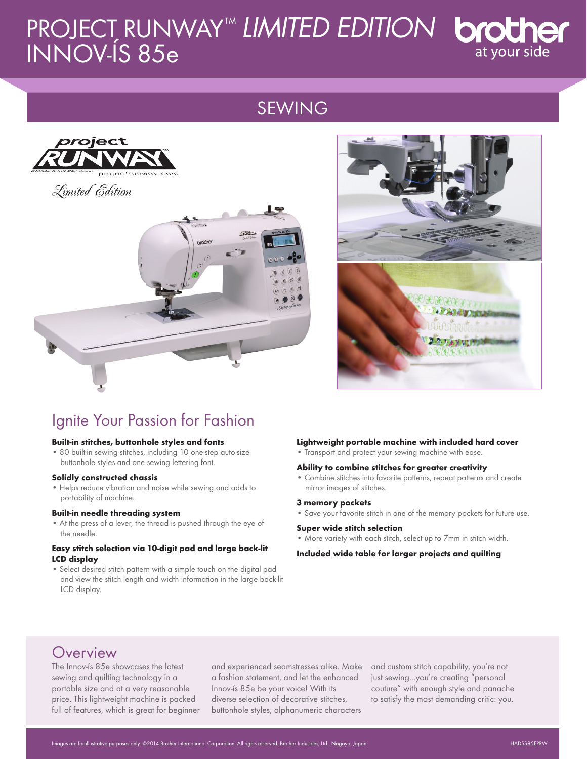# PROJECT RUNWAY™ *LIMITED EDITION* INNOV-ÍS 85e

brother at your side

## SEWING

## Ignite Your Passion for Fashion

**Built-in stitches, buttonhole styles and fonts**
- 80 built-in sewing stitches, including 10 one-step auto-size buttonhole styles and one sewing lettering font.

**Solidly constructed chassis**
- Helps reduce vibration and noise while sewing and adds to portability of machine.

**Built-in needle threading system**
- At the press of a lever, the thread is pushed through the eye of the needle.

**Easy stitch selection via 10-digit pad and large back-lit LCD display**
- Select desired stitch pattern with a simple touch on the digital pad and view the stitch length and width information in the large back-lit LCD display.

**Lightweight portable machine with included hard cover**
- Transport and protect your sewing machine with ease.

**Ability to combine stitches for greater creativity**
- Combine stitches into favorite patterns, repeat patterns and create mirror images of stitches.

**3 memory pockets**
- Save your favorite stitch in one of the memory pockets for future use.

**Super wide stitch selection**
- More variety with each stitch, select up to 7mm in stitch width.

**Included wide table for larger projects and quilting**

## Overview

The Innov-ís 85e showcases the latest sewing and quilting technology in a portable size and at a very reasonable price. This lightweight machine is packed full of features, which is great for beginner and experienced seamstresses alike. Make a fashion statement, and let the enhanced Innov-ís 85e be your voice! With its diverse selection of decorative stitches, buttonhole styles, alphanumeric characters and custom stitch capability, you're not just sewing...you're creating "personal couture" with enough style and panache to satisfy the most demanding critic: you.

Images are for illustrative purposes only. ©2014 Brother International Corporation. All rights reserved. Brother Industries, Ltd., Nagoya, Japan. HADSS85EPRW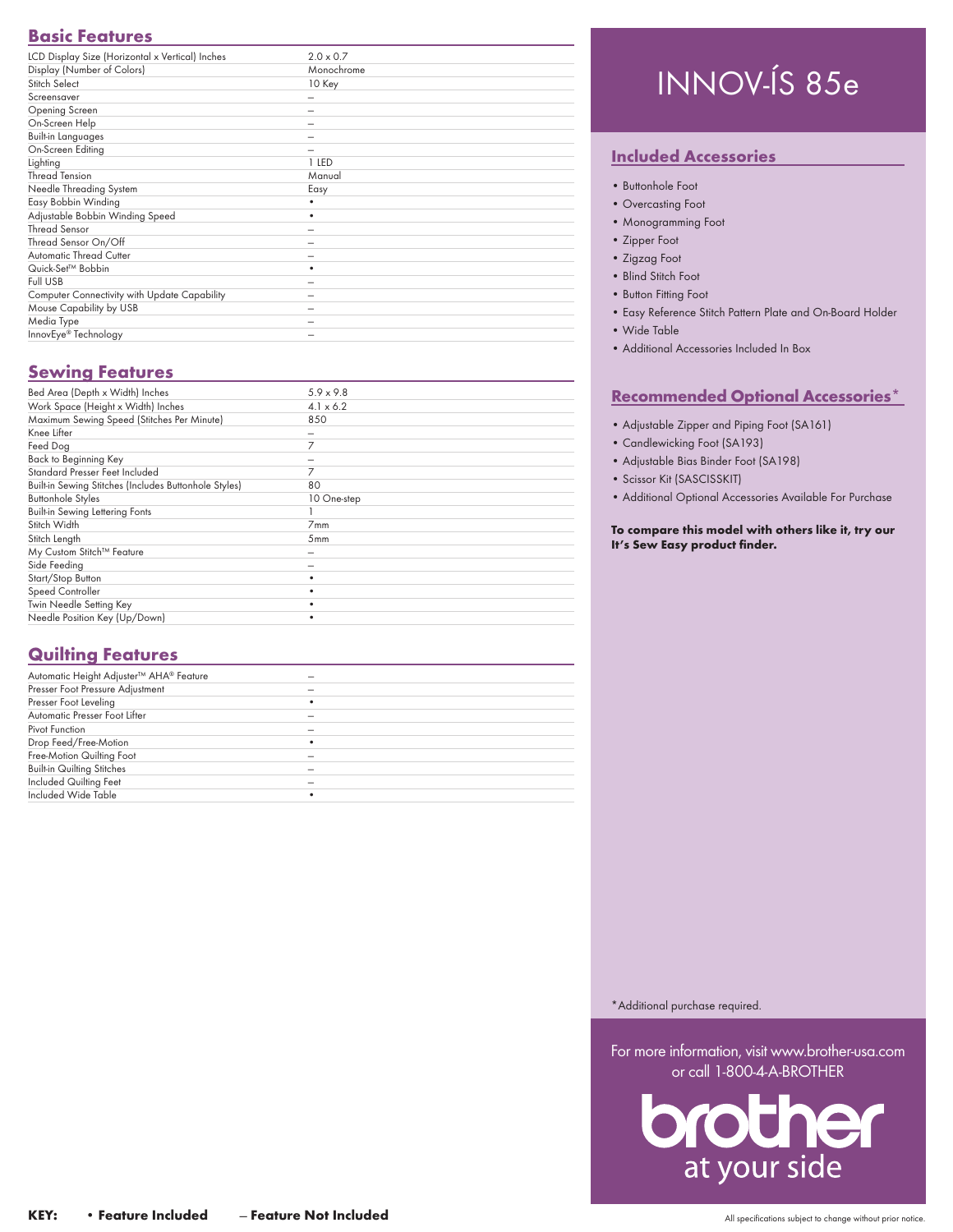## Basic Features

| | |
|---|---|
| LCD Display Size (Horizontal x Vertical) Inches | 2.0 x 0.7 |
| Display (Number of Colors) | Monochrome |
| Stitch Select | 10 Key |
| Screensaver | – |
| Opening Screen | – |
| On-Screen Help | – |
| Built-in Languages | – |
| On-Screen Editing | – |
| Lighting | 1 LED |
| Thread Tension | Manual |
| Needle Threading System | Easy |
| Easy Bobbin Winding | • |
| Adjustable Bobbin Winding Speed | • |
| Thread Sensor | – |
| Thread Sensor On/Off | – |
| Automatic Thread Cutter | – |
| Quick-Set™ Bobbin | • |
| Full USB | – |
| Computer Connectivity with Update Capability | – |
| Mouse Capability by USB | – |
| Media Type | – |
| InnovEye® Technology | – |

## Sewing Features

| | |
|---|---|
| Bed Area (Depth x Width) Inches | 5.9 x 9.8 |
| Work Space (Height x Width) Inches | 4.1 x 6.2 |
| Maximum Sewing Speed (Stitches Per Minute) | 850 |
| Knee Lifter | – |
| Feed Dog | 7 |
| Back to Beginning Key | – |
| Standard Presser Feet Included | 7 |
| Built-in Sewing Stitches (Includes Buttonhole Styles) | 80 |
| Buttonhole Styles | 10 One-step |
| Built-in Sewing Lettering Fonts | 1 |
| Stitch Width | 7mm |
| Stitch Length | 5mm |
| My Custom Stitch™ Feature | – |
| Side Feeding | – |
| Start/Stop Button | • |
| Speed Controller | • |
| Twin Needle Setting Key | • |
| Needle Position Key (Up/Down) | • |

## Quilting Features

| | |
|---|---|
| Automatic Height Adjuster™ AHA® Feature | – |
| Presser Foot Pressure Adjustment | – |
| Presser Foot Leveling | • |
| Automatic Presser Foot Lifter | – |
| Pivot Function | – |
| Drop Feed/Free-Motion | • |
| Free-Motion Quilting Foot | – |
| Built-in Quilting Stitches | – |
| Included Quilting Feet | – |
| Included Wide Table | • |

# INNOV-ÍS 85e

## Included Accessories

- Buttonhole Foot
- Overcasting Foot
- Monogramming Foot
- Zipper Foot
- Zigzag Foot
- Blind Stitch Foot
- Button Fitting Foot
- Easy Reference Stitch Pattern Plate and On-Board Holder
- Wide Table
- Additional Accessories Included In Box

## Recommended Optional Accessories*

- Adjustable Zipper and Piping Foot (SA161)
- Candlewicking Foot (SA193)
- Adjustable Bias Binder Foot (SA198)
- Scissor Kit (SASCISSKIT)
- Additional Optional Accessories Available For Purchase

**To compare this model with others like it, try our It's Sew Easy product finder.**

*Additional purchase required.

For more information, visit www.brother-usa.com or call 1-800-4-A-BROTHER

brother at your side

**KEY: • Feature Included – Feature Not Included**

All specifications subject to change without prior notice.